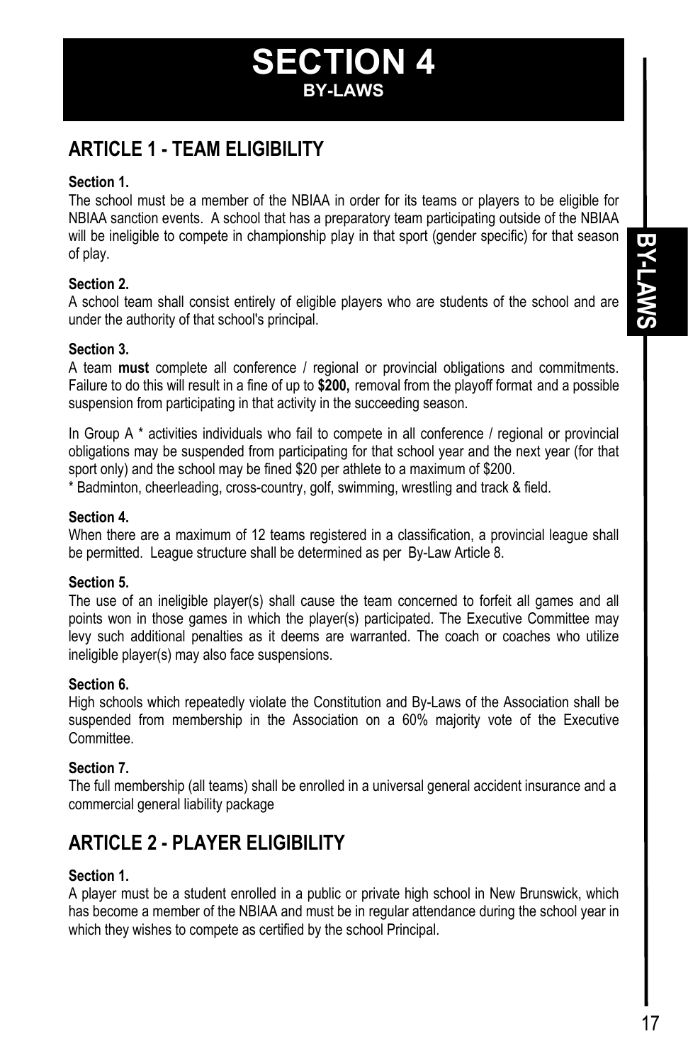# SECTION 4
## BY-LAWS

## ARTICLE 1 - TEAM ELIGIBILITY

**Section 1.**
The school must be a member of the NBIAA in order for its teams or players to be eligible for NBIAA sanction events. A school that has a preparatory team participating outside of the NBIAA will be ineligible to compete in championship play in that sport (gender specific) for that season of play.

**Section 2.**
A school team shall consist entirely of eligible players who are students of the school and are under the authority of that school's principal.

**Section 3.**
A team **must** complete all conference / regional or provincial obligations and commitments. Failure to do this will result in a fine of up to **$200,** removal from the playoff format and a possible suspension from participating in that activity in the succeeding season.

In Group A * activities individuals who fail to compete in all conference / regional or provincial obligations may be suspended from participating for that school year and the next year (for that sport only) and the school may be fined $20 per athlete to a maximum of $200.
* Badminton, cheerleading, cross-country, golf, swimming, wrestling and track & field.

**Section 4.**
When there are a maximum of 12 teams registered in a classification, a provincial league shall be permitted. League structure shall be determined as per By-Law Article 8.

**Section 5.**
The use of an ineligible player(s) shall cause the team concerned to forfeit all games and all points won in those games in which the player(s) participated. The Executive Committee may levy such additional penalties as it deems are warranted. The coach or coaches who utilize ineligible player(s) may also face suspensions.

**Section 6.**
High schools which repeatedly violate the Constitution and By-Laws of the Association shall be suspended from membership in the Association on a 60% majority vote of the Executive Committee.

**Section 7.**
The full membership (all teams) shall be enrolled in a universal general accident insurance and a commercial general liability package

## ARTICLE 2 - PLAYER ELIGIBILITY

**Section 1.**
A player must be a student enrolled in a public or private high school in New Brunswick, which has become a member of the NBIAA and must be in regular attendance during the school year in which they wishes to compete as certified by the school Principal.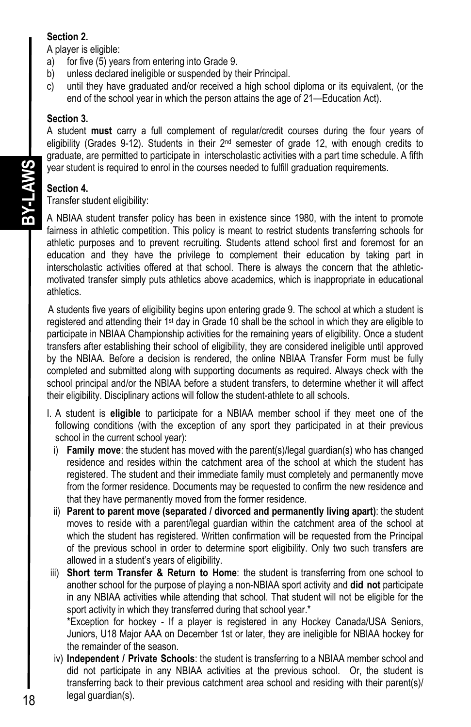**Section 2.**

A player is eligible:

a) for five (5) years from entering into Grade 9.
b) unless declared ineligible or suspended by their Principal.
c) until they have graduated and/or received a high school diploma or its equivalent, (or the end of the school year in which the person attains the age of 21—Education Act).

**Section 3.**

A student **must** carry a full complement of regular/credit courses during the four years of eligibility (Grades 9-12). Students in their 2nd semester of grade 12, with enough credits to graduate, are permitted to participate in interscholastic activities with a part time schedule. A fifth year student is required to enrol in the courses needed to fulfill graduation requirements.

**Section 4.**

Transfer student eligibility:

A NBIAA student transfer policy has been in existence since 1980, with the intent to promote fairness in athletic competition. This policy is meant to restrict students transferring schools for athletic purposes and to prevent recruiting. Students attend school first and foremost for an education and they have the privilege to complement their education by taking part in interscholastic activities offered at that school. There is always the concern that the athletic-motivated transfer simply puts athletics above academics, which is inappropriate in educational athletics.

A students five years of eligibility begins upon entering grade 9. The school at which a student is registered and attending their 1st day in Grade 10 shall be the school in which they are eligible to participate in NBIAA Championship activities for the remaining years of eligibility. Once a student transfers after establishing their school of eligibility, they are considered ineligible until approved by the NBIAA. Before a decision is rendered, the online NBIAA Transfer Form must be fully completed and submitted along with supporting documents as required. Always check with the school principal and/or the NBIAA before a student transfers, to determine whether it will affect their eligibility. Disciplinary actions will follow the student-athlete to all schools.

I. A student is **eligible** to participate for a NBIAA member school if they meet one of the following conditions (with the exception of any sport they participated in at their previous school in the current school year):

i) **Family move**: the student has moved with the parent(s)/legal guardian(s) who has changed residence and resides within the catchment area of the school at which the student has registered. The student and their immediate family must completely and permanently move from the former residence. Documents may be requested to confirm the new residence and that they have permanently moved from the former residence.

ii) **Parent to parent move (separated / divorced and permanently living apart)**: the student moves to reside with a parent/legal guardian within the catchment area of the school at which the student has registered. Written confirmation will be requested from the Principal of the previous school in order to determine sport eligibility. Only two such transfers are allowed in a student's years of eligibility.

iii) **Short term Transfer & Return to Home**: the student is transferring from one school to another school for the purpose of playing a non-NBIAA sport activity and **did not** participate in any NBIAA activities while attending that school. That student will not be eligible for the sport activity in which they transferred during that school year.*

*Exception for hockey - If a player is registered in any Hockey Canada/USA Seniors, Juniors, U18 Major AAA on December 1st or later, they are ineligible for NBIAA hockey for the remainder of the season.

iv) **Independent / Private Schools**: the student is transferring to a NBIAA member school and did not participate in any NBIAA activities at the previous school. Or, the student is transferring back to their previous catchment area school and residing with their parent(s)/ legal guardian(s).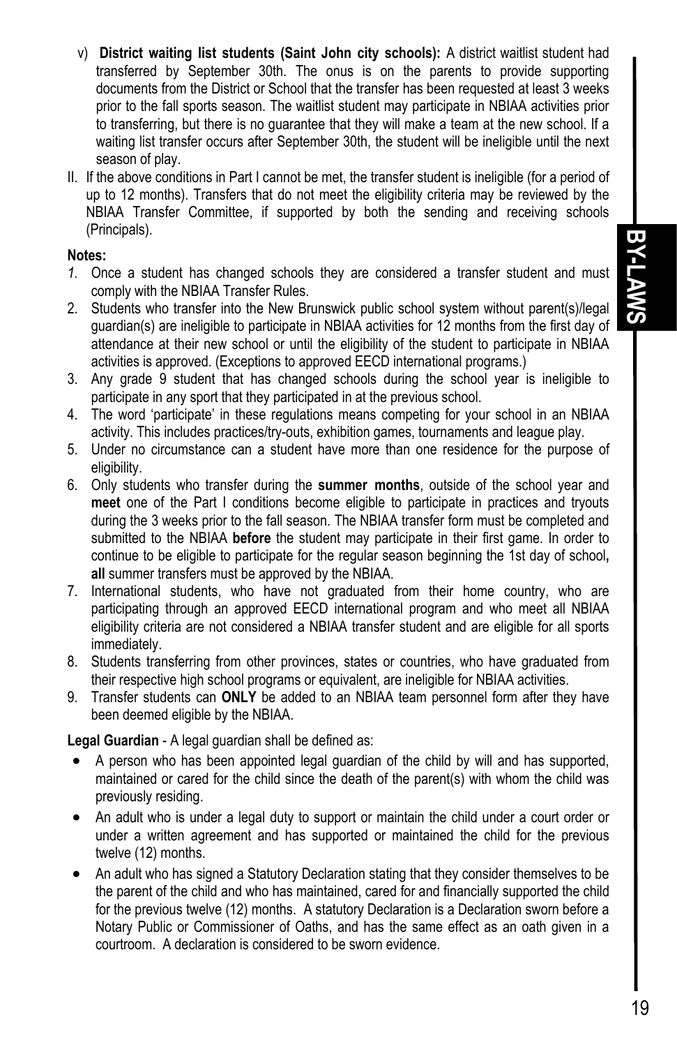v) **District waiting list students (Saint John city schools):** A district waitlist student had transferred by September 30th. The onus is on the parents to provide supporting documents from the District or School that the transfer has been requested at least 3 weeks prior to the fall sports season. The waitlist student may participate in NBIAA activities prior to transferring, but there is no guarantee that they will make a team at the new school. If a waiting list transfer occurs after September 30th, the student will be ineligible until the next season of play.

II. If the above conditions in Part I cannot be met, the transfer student is ineligible (for a period of up to 12 months). Transfers that do not meet the eligibility criteria may be reviewed by the NBIAA Transfer Committee, if supported by both the sending and receiving schools (Principals).

**Notes:**

1. Once a student has changed schools they are considered a transfer student and must comply with the NBIAA Transfer Rules.
2. Students who transfer into the New Brunswick public school system without parent(s)/legal guardian(s) are ineligible to participate in NBIAA activities for 12 months from the first day of attendance at their new school or until the eligibility of the student to participate in NBIAA activities is approved. (Exceptions to approved EECD international programs.)
3. Any grade 9 student that has changed schools during the school year is ineligible to participate in any sport that they participated in at the previous school.
4. The word 'participate' in these regulations means competing for your school in an NBIAA activity. This includes practices/try-outs, exhibition games, tournaments and league play.
5. Under no circumstance can a student have more than one residence for the purpose of eligibility.
6. Only students who transfer during the **summer months**, outside of the school year and **meet** one of the Part I conditions become eligible to participate in practices and tryouts during the 3 weeks prior to the fall season. The NBIAA transfer form must be completed and submitted to the NBIAA **before** the student may participate in their first game. In order to continue to be eligible to participate for the regular season beginning the 1st day of school**,** **all** summer transfers must be approved by the NBIAA.
7. International students, who have not graduated from their home country, who are participating through an approved EECD international program and who meet all NBIAA eligibility criteria are not considered a NBIAA transfer student and are eligible for all sports immediately.
8. Students transferring from other provinces, states or countries, who have graduated from their respective high school programs or equivalent, are ineligible for NBIAA activities.
9. Transfer students can **ONLY** be added to an NBIAA team personnel form after they have been deemed eligible by the NBIAA.

**Legal Guardian** - A legal guardian shall be defined as:

- A person who has been appointed legal guardian of the child by will and has supported, maintained or cared for the child since the death of the parent(s) with whom the child was previously residing.
- An adult who is under a legal duty to support or maintain the child under a court order or under a written agreement and has supported or maintained the child for the previous twelve (12) months.
- An adult who has signed a Statutory Declaration stating that they consider themselves to be the parent of the child and who has maintained, cared for and financially supported the child for the previous twelve (12) months. A statutory Declaration is a Declaration sworn before a Notary Public or Commissioner of Oaths, and has the same effect as an oath given in a courtroom. A declaration is considered to be sworn evidence.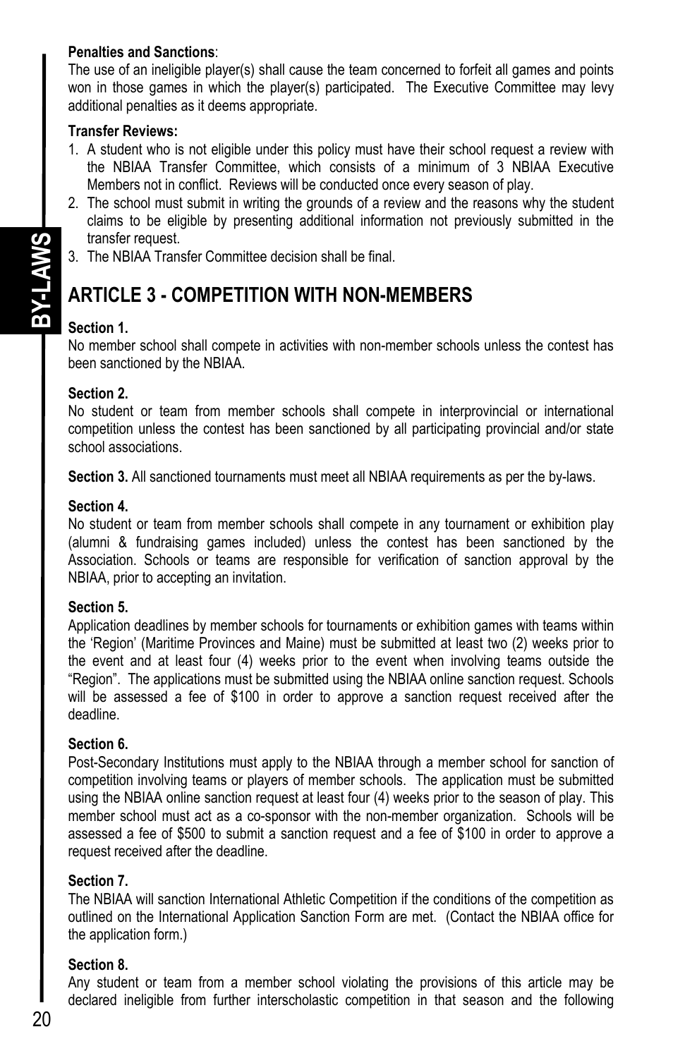**Penalties and Sanctions**:
The use of an ineligible player(s) shall cause the team concerned to forfeit all games and points won in those games in which the player(s) participated. The Executive Committee may levy additional penalties as it deems appropriate.

**Transfer Reviews:**

1. A student who is not eligible under this policy must have their school request a review with the NBIAA Transfer Committee, which consists of a minimum of 3 NBIAA Executive Members not in conflict. Reviews will be conducted once every season of play.
2. The school must submit in writing the grounds of a review and the reasons why the student claims to be eligible by presenting additional information not previously submitted in the transfer request.
3. The NBIAA Transfer Committee decision shall be final.

## ARTICLE 3 - COMPETITION WITH NON-MEMBERS

**Section 1.**
No member school shall compete in activities with non-member schools unless the contest has been sanctioned by the NBIAA.

**Section 2.**
No student or team from member schools shall compete in interprovincial or international competition unless the contest has been sanctioned by all participating provincial and/or state school associations.

**Section 3.** All sanctioned tournaments must meet all NBIAA requirements as per the by-laws.

**Section 4.**
No student or team from member schools shall compete in any tournament or exhibition play (alumni & fundraising games included) unless the contest has been sanctioned by the Association. Schools or teams are responsible for verification of sanction approval by the NBIAA, prior to accepting an invitation.

**Section 5.**
Application deadlines by member schools for tournaments or exhibition games with teams within the 'Region' (Maritime Provinces and Maine) must be submitted at least two (2) weeks prior to the event and at least four (4) weeks prior to the event when involving teams outside the "Region". The applications must be submitted using the NBIAA online sanction request. Schools will be assessed a fee of $100 in order to approve a sanction request received after the deadline.

**Section 6.**
Post-Secondary Institutions must apply to the NBIAA through a member school for sanction of competition involving teams or players of member schools. The application must be submitted using the NBIAA online sanction request at least four (4) weeks prior to the season of play. This member school must act as a co-sponsor with the non-member organization. Schools will be assessed a fee of $500 to submit a sanction request and a fee of $100 in order to approve a request received after the deadline.

**Section 7.**
The NBIAA will sanction International Athletic Competition if the conditions of the competition as outlined on the International Application Sanction Form are met. (Contact the NBIAA office for the application form.)

**Section 8.**
Any student or team from a member school violating the provisions of this article may be declared ineligible from further interscholastic competition in that season and the following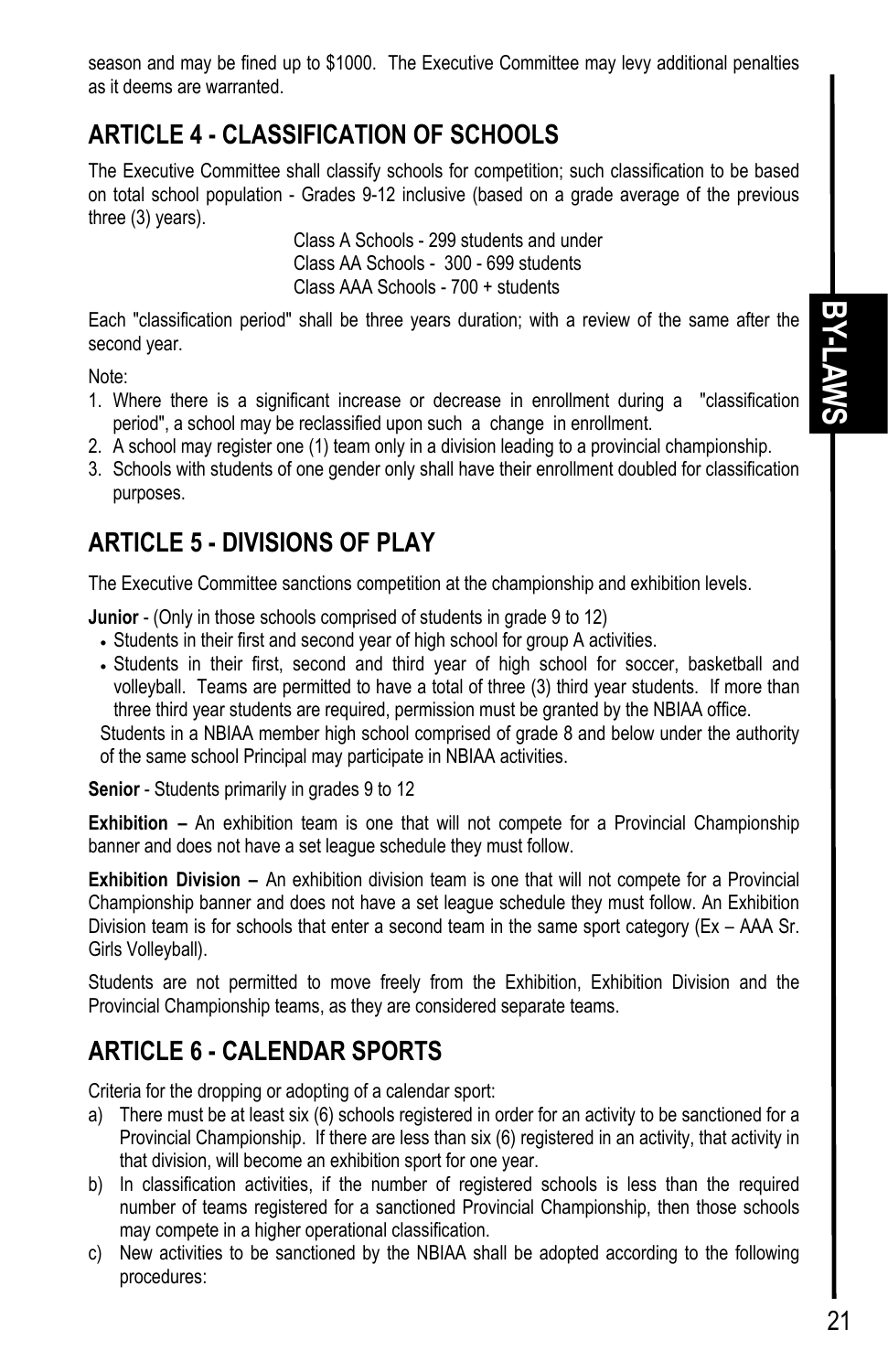season and may be fined up to $1000. The Executive Committee may levy additional penalties as it deems are warranted.

## ARTICLE 4 - CLASSIFICATION OF SCHOOLS

The Executive Committee shall classify schools for competition; such classification to be based on total school population - Grades 9-12 inclusive (based on a grade average of the previous three (3) years).

Class A Schools - 299 students and under
Class AA Schools - 300 - 699 students
Class AAA Schools - 700 + students

Each "classification period" shall be three years duration; with a review of the same after the second year.

Note:

1. Where there is a significant increase or decrease in enrollment during a "classification period", a school may be reclassified upon such a change in enrollment.
2. A school may register one (1) team only in a division leading to a provincial championship.
3. Schools with students of one gender only shall have their enrollment doubled for classification purposes.

## ARTICLE 5 - DIVISIONS OF PLAY

The Executive Committee sanctions competition at the championship and exhibition levels.

**Junior** - (Only in those schools comprised of students in grade 9 to 12)

- Students in their first and second year of high school for group A activities.
- Students in their first, second and third year of high school for soccer, basketball and volleyball. Teams are permitted to have a total of three (3) third year students. If more than three third year students are required, permission must be granted by the NBIAA office.

Students in a NBIAA member high school comprised of grade 8 and below under the authority of the same school Principal may participate in NBIAA activities.

**Senior** - Students primarily in grades 9 to 12

**Exhibition –** An exhibition team is one that will not compete for a Provincial Championship banner and does not have a set league schedule they must follow.

**Exhibition Division –** An exhibition division team is one that will not compete for a Provincial Championship banner and does not have a set league schedule they must follow. An Exhibition Division team is for schools that enter a second team in the same sport category (Ex – AAA Sr. Girls Volleyball).

Students are not permitted to move freely from the Exhibition, Exhibition Division and the Provincial Championship teams, as they are considered separate teams.

## ARTICLE 6 - CALENDAR SPORTS

Criteria for the dropping or adopting of a calendar sport:

a) There must be at least six (6) schools registered in order for an activity to be sanctioned for a Provincial Championship. If there are less than six (6) registered in an activity, that activity in that division, will become an exhibition sport for one year.
b) In classification activities, if the number of registered schools is less than the required number of teams registered for a sanctioned Provincial Championship, then those schools may compete in a higher operational classification.
c) New activities to be sanctioned by the NBIAA shall be adopted according to the following procedures: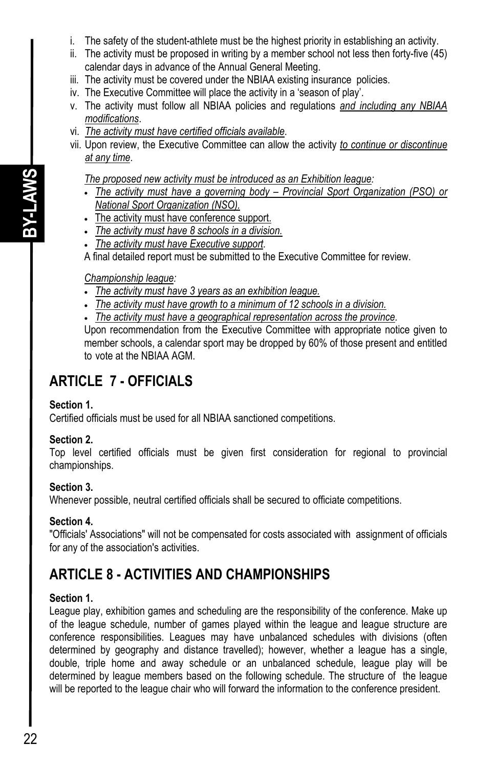i. The safety of the student-athlete must be the highest priority in establishing an activity.
ii. The activity must be proposed in writing by a member school not less then forty-five (45) calendar days in advance of the Annual General Meeting.
iii. The activity must be covered under the NBIAA existing insurance policies.
iv. The Executive Committee will place the activity in a 'season of play'.
v. The activity must follow all NBIAA policies and regulations *and including any NBIAA modifications*.
vi. *The activity must have certified officials available*.
vii. Upon review, the Executive Committee can allow the activity *to continue or discontinue at any time*.

*The proposed new activity must be introduced as an Exhibition league:*

- *The activity must have a governing body – Provincial Sport Organization (PSO) or National Sport Organization (NSO).*
- The activity must have conference support.
- *The activity must have 8 schools in a division.*
- *The activity must have Executive support.*

A final detailed report must be submitted to the Executive Committee for review.

*Championship league:*

- *The activity must have 3 years as an exhibition league.*
- *The activity must have growth to a minimum of 12 schools in a division.*
- *The activity must have a geographical representation across the province.*

Upon recommendation from the Executive Committee with appropriate notice given to member schools, a calendar sport may be dropped by 60% of those present and entitled to vote at the NBIAA AGM.

## ARTICLE 7 - OFFICIALS

**Section 1.**
Certified officials must be used for all NBIAA sanctioned competitions.

**Section 2.**
Top level certified officials must be given first consideration for regional to provincial championships.

**Section 3.**
Whenever possible, neutral certified officials shall be secured to officiate competitions.

**Section 4.**
"Officials' Associations" will not be compensated for costs associated with assignment of officials for any of the association's activities.

## ARTICLE 8 - ACTIVITIES AND CHAMPIONSHIPS

**Section 1.**
League play, exhibition games and scheduling are the responsibility of the conference. Make up of the league schedule, number of games played within the league and league structure are conference responsibilities. Leagues may have unbalanced schedules with divisions (often determined by geography and distance travelled); however, whether a league has a single, double, triple home and away schedule or an unbalanced schedule, league play will be determined by league members based on the following schedule. The structure of the league will be reported to the league chair who will forward the information to the conference president.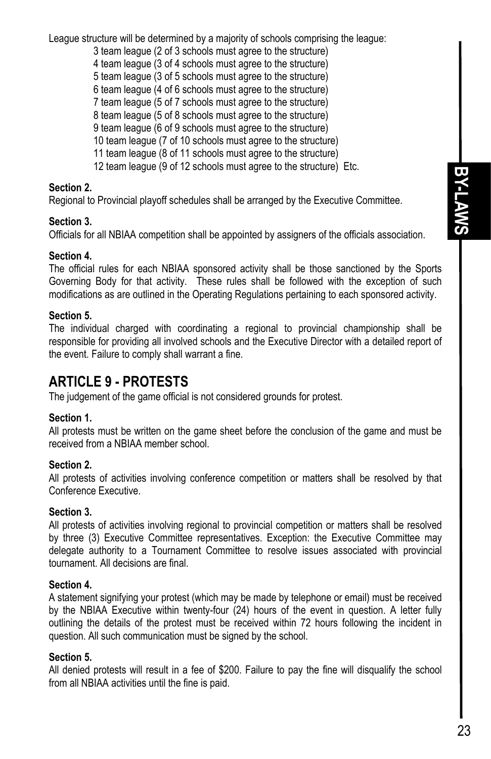League structure will be determined by a majority of schools comprising the league:

3 team league (2 of 3 schools must agree to the structure)
4 team league (3 of 4 schools must agree to the structure)
5 team league (3 of 5 schools must agree to the structure)
6 team league (4 of 6 schools must agree to the structure)
7 team league (5 of 7 schools must agree to the structure)
8 team league (5 of 8 schools must agree to the structure)
9 team league (6 of 9 schools must agree to the structure)
10 team league (7 of 10 schools must agree to the structure)
11 team league (8 of 11 schools must agree to the structure)
12 team league (9 of 12 schools must agree to the structure) Etc.

**Section 2.**
Regional to Provincial playoff schedules shall be arranged by the Executive Committee.

**Section 3.**
Officials for all NBIAA competition shall be appointed by assigners of the officials association.

**Section 4.**
The official rules for each NBIAA sponsored activity shall be those sanctioned by the Sports Governing Body for that activity. These rules shall be followed with the exception of such modifications as are outlined in the Operating Regulations pertaining to each sponsored activity.

**Section 5.**
The individual charged with coordinating a regional to provincial championship shall be responsible for providing all involved schools and the Executive Director with a detailed report of the event. Failure to comply shall warrant a fine.

## ARTICLE 9 - PROTESTS

The judgement of the game official is not considered grounds for protest.

**Section 1.**
All protests must be written on the game sheet before the conclusion of the game and must be received from a NBIAA member school.

**Section 2.**
All protests of activities involving conference competition or matters shall be resolved by that Conference Executive.

**Section 3.**
All protests of activities involving regional to provincial competition or matters shall be resolved by three (3) Executive Committee representatives. Exception: the Executive Committee may delegate authority to a Tournament Committee to resolve issues associated with provincial tournament. All decisions are final.

**Section 4.**
A statement signifying your protest (which may be made by telephone or email) must be received by the NBIAA Executive within twenty-four (24) hours of the event in question. A letter fully outlining the details of the protest must be received within 72 hours following the incident in question. All such communication must be signed by the school.

**Section 5.**
All denied protests will result in a fee of $200. Failure to pay the fine will disqualify the school from all NBIAA activities until the fine is paid.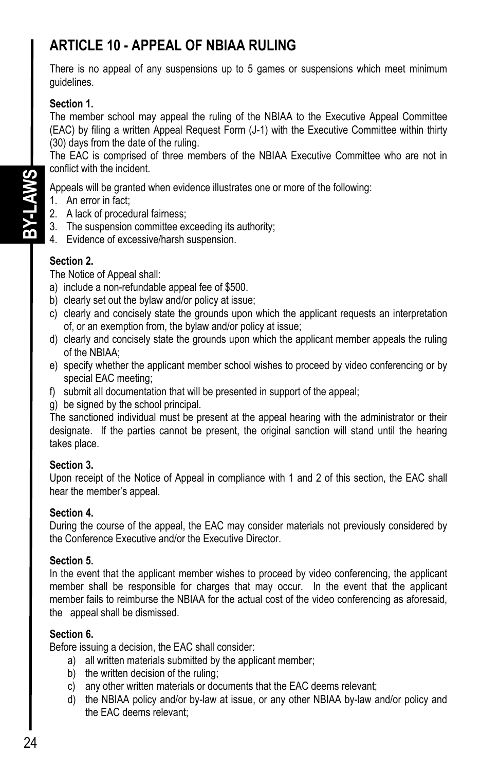## ARTICLE 10 - APPEAL OF NBIAA RULING

There is no appeal of any suspensions up to 5 games or suspensions which meet minimum guidelines.

**Section 1.**
The member school may appeal the ruling of the NBIAA to the Executive Appeal Committee (EAC) by filing a written Appeal Request Form (J-1) with the Executive Committee within thirty (30) days from the date of the ruling.
The EAC is comprised of three members of the NBIAA Executive Committee who are not in conflict with the incident.

Appeals will be granted when evidence illustrates one or more of the following:
1. An error in fact;
2. A lack of procedural fairness;
3. The suspension committee exceeding its authority;
4. Evidence of excessive/harsh suspension.

**Section 2.**
The Notice of Appeal shall:
a) include a non-refundable appeal fee of $500.
b) clearly set out the bylaw and/or policy at issue;
c) clearly and concisely state the grounds upon which the applicant requests an interpretation of, or an exemption from, the bylaw and/or policy at issue;
d) clearly and concisely state the grounds upon which the applicant member appeals the ruling of the NBIAA;
e) specify whether the applicant member school wishes to proceed by video conferencing or by special EAC meeting;
f) submit all documentation that will be presented in support of the appeal;
g) be signed by the school principal.

The sanctioned individual must be present at the appeal hearing with the administrator or their designate. If the parties cannot be present, the original sanction will stand until the hearing takes place.

**Section 3.**
Upon receipt of the Notice of Appeal in compliance with 1 and 2 of this section, the EAC shall hear the member's appeal.

**Section 4.**
During the course of the appeal, the EAC may consider materials not previously considered by the Conference Executive and/or the Executive Director.

**Section 5.**
In the event that the applicant member wishes to proceed by video conferencing, the applicant member shall be responsible for charges that may occur. In the event that the applicant member fails to reimburse the NBIAA for the actual cost of the video conferencing as aforesaid, the appeal shall be dismissed.

**Section 6.**
Before issuing a decision, the EAC shall consider:
a) all written materials submitted by the applicant member;
b) the written decision of the ruling;
c) any other written materials or documents that the EAC deems relevant;
d) the NBIAA policy and/or by-law at issue, or any other NBIAA by-law and/or policy and the EAC deems relevant;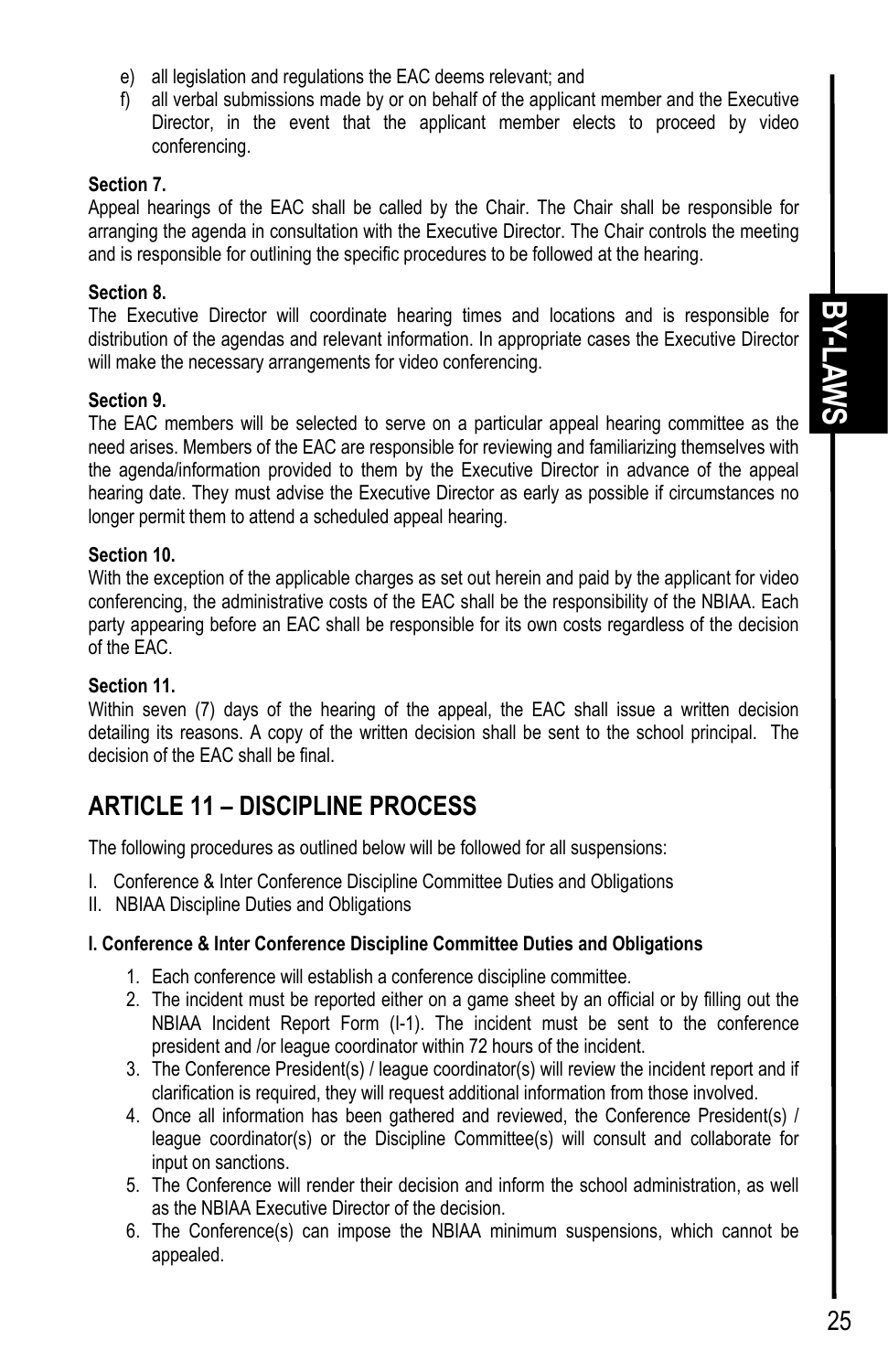e) all legislation and regulations the EAC deems relevant; and
f) all verbal submissions made by or on behalf of the applicant member and the Executive Director, in the event that the applicant member elects to proceed by video conferencing.

**Section 7.**
Appeal hearings of the EAC shall be called by the Chair. The Chair shall be responsible for arranging the agenda in consultation with the Executive Director. The Chair controls the meeting and is responsible for outlining the specific procedures to be followed at the hearing.

**Section 8.**
The Executive Director will coordinate hearing times and locations and is responsible for distribution of the agendas and relevant information. In appropriate cases the Executive Director will make the necessary arrangements for video conferencing.

**Section 9.**
The EAC members will be selected to serve on a particular appeal hearing committee as the need arises. Members of the EAC are responsible for reviewing and familiarizing themselves with the agenda/information provided to them by the Executive Director in advance of the appeal hearing date. They must advise the Executive Director as early as possible if circumstances no longer permit them to attend a scheduled appeal hearing.

**Section 10.**
With the exception of the applicable charges as set out herein and paid by the applicant for video conferencing, the administrative costs of the EAC shall be the responsibility of the NBIAA. Each party appearing before an EAC shall be responsible for its own costs regardless of the decision of the EAC.

**Section 11.**
Within seven (7) days of the hearing of the appeal, the EAC shall issue a written decision detailing its reasons. A copy of the written decision shall be sent to the school principal. The decision of the EAC shall be final.

## ARTICLE 11 – DISCIPLINE PROCESS

The following procedures as outlined below will be followed for all suspensions:

I. Conference & Inter Conference Discipline Committee Duties and Obligations
II. NBIAA Discipline Duties and Obligations

**I. Conference & Inter Conference Discipline Committee Duties and Obligations**

1. Each conference will establish a conference discipline committee.
2. The incident must be reported either on a game sheet by an official or by filling out the NBIAA Incident Report Form (I-1). The incident must be sent to the conference president and /or league coordinator within 72 hours of the incident.
3. The Conference President(s) / league coordinator(s) will review the incident report and if clarification is required, they will request additional information from those involved.
4. Once all information has been gathered and reviewed, the Conference President(s) / league coordinator(s) or the Discipline Committee(s) will consult and collaborate for input on sanctions.
5. The Conference will render their decision and inform the school administration, as well as the NBIAA Executive Director of the decision.
6. The Conference(s) can impose the NBIAA minimum suspensions, which cannot be appealed.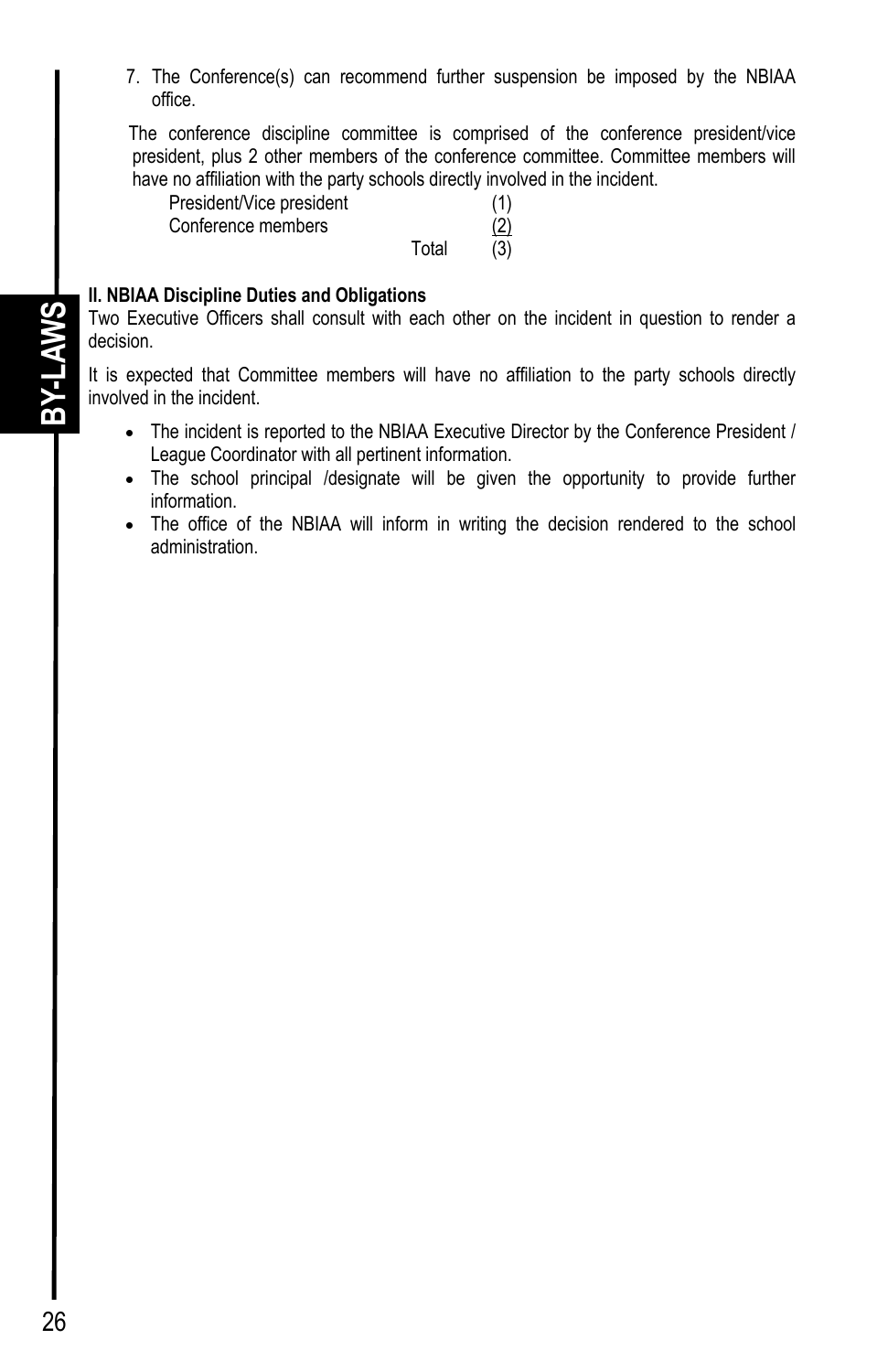7. The Conference(s) can recommend further suspension be imposed by the NBIAA office.

The conference discipline committee is comprised of the conference president/vice president, plus 2 other members of the conference committee. Committee members will have no affiliation with the party schools directly involved in the incident.

| | | |
|---|---|---|
| President/Vice president | | (1) |
| Conference members | | (2) |
| | Total | (3) |

**II. NBIAA Discipline Duties and Obligations**

Two Executive Officers shall consult with each other on the incident in question to render a decision.

It is expected that Committee members will have no affiliation to the party schools directly involved in the incident.

- The incident is reported to the NBIAA Executive Director by the Conference President / League Coordinator with all pertinent information.
- The school principal /designate will be given the opportunity to provide further information.
- The office of the NBIAA will inform in writing the decision rendered to the school administration.